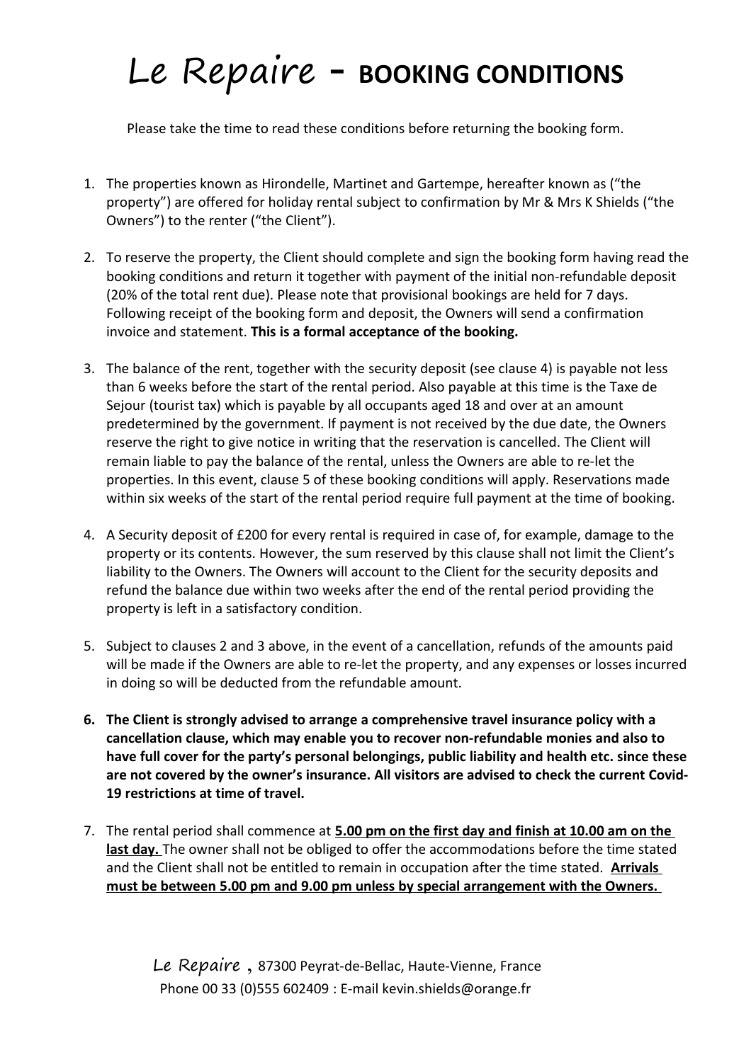# Le Repaire - BOOKING CONDITIONS

Please take the time to read these conditions before returning the booking form.

1. The properties known as Hirondelle, Martinet and Gartempe, hereafter known as ("the property") are offered for holiday rental subject to confirmation by Mr & Mrs K Shields ("the Owners") to the renter ("the Client").

2. To reserve the property, the Client should complete and sign the booking form having read the booking conditions and return it together with payment of the initial non-refundable deposit (20% of the total rent due). Please note that provisional bookings are held for 7 days. Following receipt of the booking form and deposit, the Owners will send a confirmation invoice and statement. **This is a formal acceptance of the booking.**

3. The balance of the rent, together with the security deposit (see clause 4) is payable not less than 6 weeks before the start of the rental period. Also payable at this time is the Taxe de Sejour (tourist tax) which is payable by all occupants aged 18 and over at an amount predetermined by the government. If payment is not received by the due date, the Owners reserve the right to give notice in writing that the reservation is cancelled. The Client will remain liable to pay the balance of the rental, unless the Owners are able to re-let the properties. In this event, clause 5 of these booking conditions will apply. Reservations made within six weeks of the start of the rental period require full payment at the time of booking.

4. A Security deposit of £200 for every rental is required in case of, for example, damage to the property or its contents. However, the sum reserved by this clause shall not limit the Client's liability to the Owners. The Owners will account to the Client for the security deposits and refund the balance due within two weeks after the end of the rental period providing the property is left in a satisfactory condition.

5. Subject to clauses 2 and 3 above, in the event of a cancellation, refunds of the amounts paid will be made if the Owners are able to re-let the property, and any expenses or losses incurred in doing so will be deducted from the refundable amount.

6. **The Client is strongly advised to arrange a comprehensive travel insurance policy with a cancellation clause, which may enable you to recover non-refundable monies and also to have full cover for the party's personal belongings, public liability and health etc. since these are not covered by the owner's insurance. All visitors are advised to check the current Covid-19 restrictions at time of travel.**

7. The rental period shall commence at **5.00 pm on the first day and finish at 10.00 am on the last day.** The owner shall not be obliged to offer the accommodations before the time stated and the Client shall not be entitled to remain in occupation after the time stated. **Arrivals must be between 5.00 pm and 9.00 pm unless by special arrangement with the Owners.**

Le Repaire , 87300 Peyrat-de-Bellac, Haute-Vienne, France
Phone 00 33 (0)555 602409 : E-mail kevin.shields@orange.fr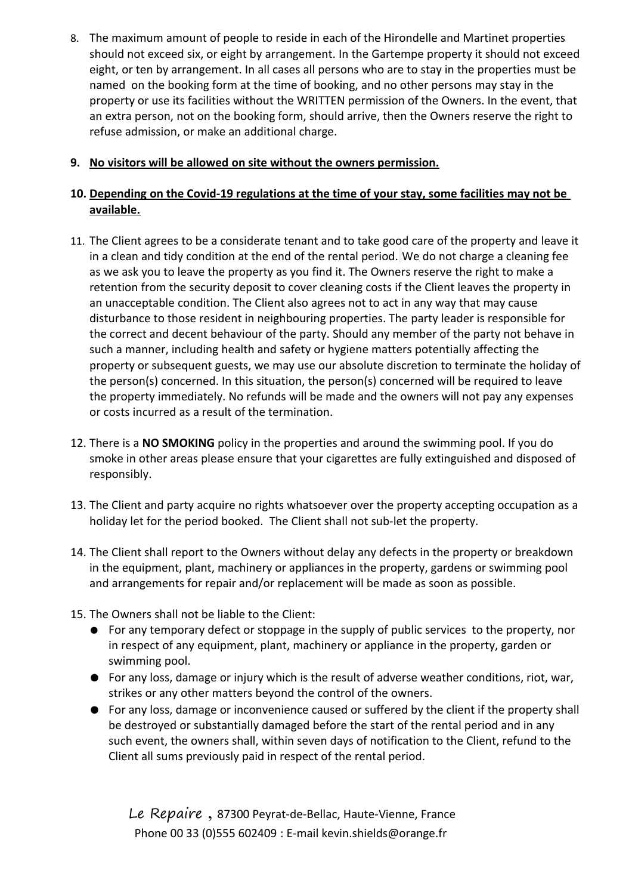8. The maximum amount of people to reside in each of the Hirondelle and Martinet properties should not exceed six, or eight by arrangement. In the Gartempe property it should not exceed eight, or ten by arrangement. In all cases all persons who are to stay in the properties must be named on the booking form at the time of booking, and no other persons may stay in the property or use its facilities without the WRITTEN permission of the Owners. In the event, that an extra person, not on the booking form, should arrive, then the Owners reserve the right to refuse admission, or make an additional charge.

9. **No visitors will be allowed on site without the owners permission.**

10. **Depending on the Covid-19 regulations at the time of your stay, some facilities may not be available.**

11. The Client agrees to be a considerate tenant and to take good care of the property and leave it in a clean and tidy condition at the end of the rental period. We do not charge a cleaning fee as we ask you to leave the property as you find it. The Owners reserve the right to make a retention from the security deposit to cover cleaning costs if the Client leaves the property in an unacceptable condition. The Client also agrees not to act in any way that may cause disturbance to those resident in neighbouring properties. The party leader is responsible for the correct and decent behaviour of the party. Should any member of the party not behave in such a manner, including health and safety or hygiene matters potentially affecting the property or subsequent guests, we may use our absolute discretion to terminate the holiday of the person(s) concerned. In this situation, the person(s) concerned will be required to leave the property immediately. No refunds will be made and the owners will not pay any expenses or costs incurred as a result of the termination.

12. There is a **NO SMOKING** policy in the properties and around the swimming pool. If you do smoke in other areas please ensure that your cigarettes are fully extinguished and disposed of responsibly.

13. The Client and party acquire no rights whatsoever over the property accepting occupation as a holiday let for the period booked. The Client shall not sub-let the property.

14. The Client shall report to the Owners without delay any defects in the property or breakdown in the equipment, plant, machinery or appliances in the property, gardens or swimming pool and arrangements for repair and/or replacement will be made as soon as possible.

15. The Owners shall not be liable to the Client:
    - For any temporary defect or stoppage in the supply of public services to the property, nor in respect of any equipment, plant, machinery or appliance in the property, garden or swimming pool.
    - For any loss, damage or injury which is the result of adverse weather conditions, riot, war, strikes or any other matters beyond the control of the owners.
    - For any loss, damage or inconvenience caused or suffered by the client if the property shall be destroyed or substantially damaged before the start of the rental period and in any such event, the owners shall, within seven days of notification to the Client, refund to the Client all sums previously paid in respect of the rental period.

*Le Repaire* , 87300 Peyrat-de-Bellac, Haute-Vienne, France
Phone 00 33 (0)555 602409 : E-mail kevin.shields@orange.fr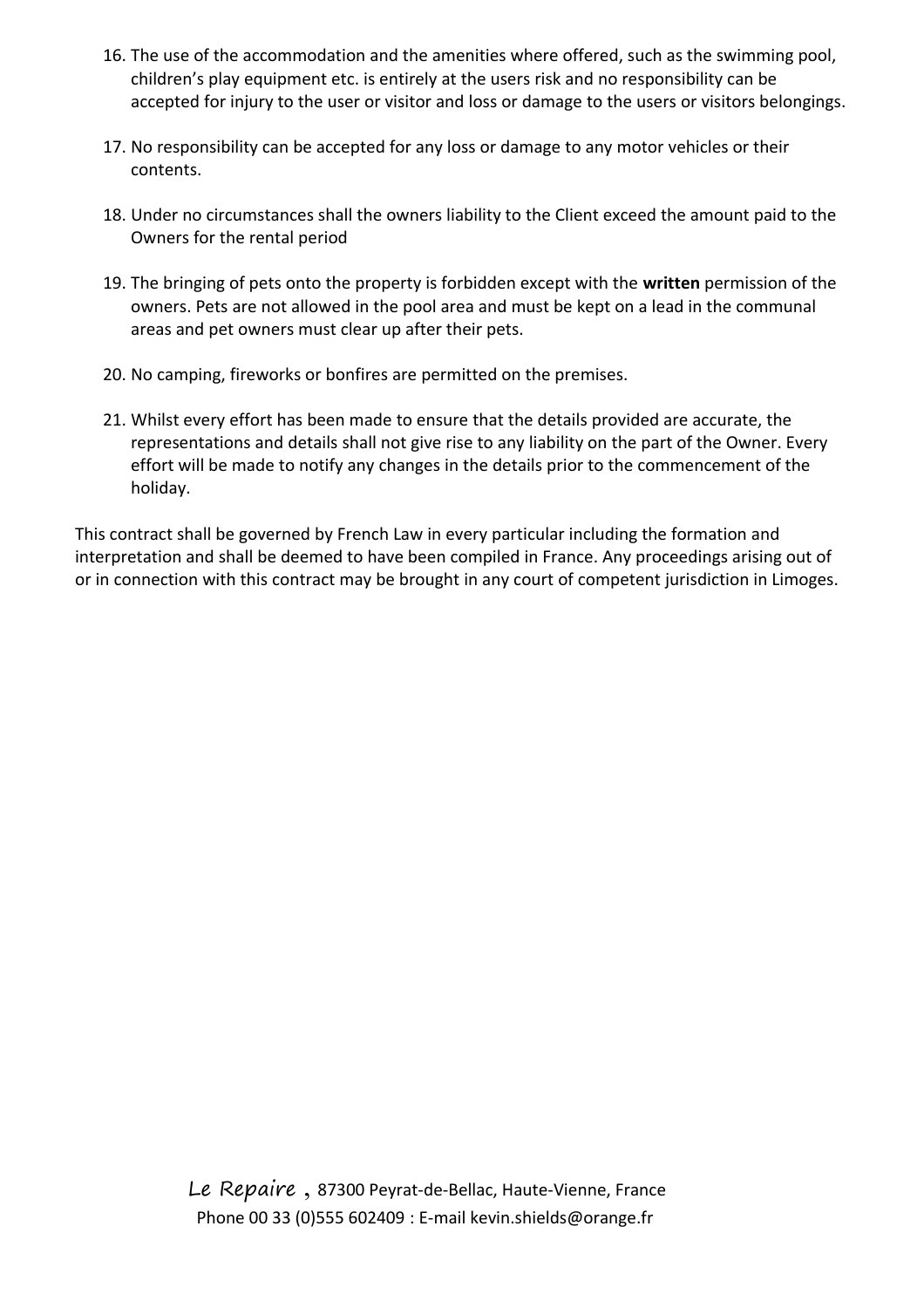16. The use of the accommodation and the amenities where offered, such as the swimming pool, children's play equipment etc. is entirely at the users risk and no responsibility can be accepted for injury to the user or visitor and loss or damage to the users or visitors belongings.

17. No responsibility can be accepted for any loss or damage to any motor vehicles or their contents.

18. Under no circumstances shall the owners liability to the Client exceed the amount paid to the Owners for the rental period

19. The bringing of pets onto the property is forbidden except with the **written** permission of the owners. Pets are not allowed in the pool area and must be kept on a lead in the communal areas and pet owners must clear up after their pets.

20. No camping, fireworks or bonfires are permitted on the premises.

21. Whilst every effort has been made to ensure that the details provided are accurate, the representations and details shall not give rise to any liability on the part of the Owner. Every effort will be made to notify any changes in the details prior to the commencement of the holiday.

This contract shall be governed by French Law in every particular including the formation and interpretation and shall be deemed to have been compiled in France. Any proceedings arising out of or in connection with this contract may be brought in any court of competent jurisdiction in Limoges.